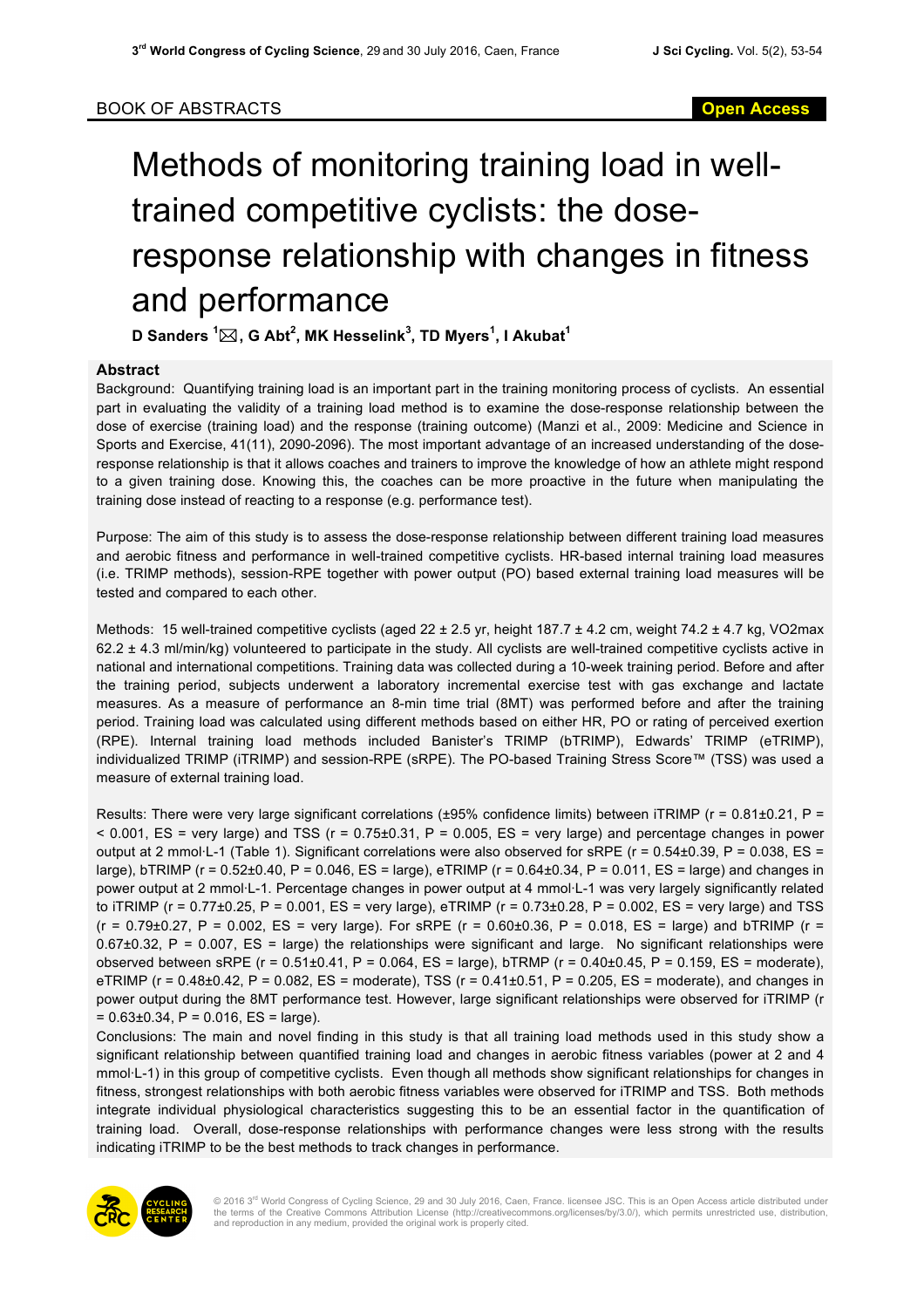BOOK OF ABSTRACTS

# Methods of monitoring training load in well-trained competitive cyclists: the dose-response relationship with changes in fitness and performance

**D Sanders [1]✉, G Abt[2], MK Hesselink[3], TD Myers[1], I Akubat[1]**

## Abstract

Background: Quantifying training load is an important part in the training monitoring process of cyclists. An essential part in evaluating the validity of a training load method is to examine the dose-response relationship between the dose of exercise (training load) and the response (training outcome) (Manzi et al., 2009: Medicine and Science in Sports and Exercise, 41(11), 2090-2096). The most important advantage of an increased understanding of the dose-response relationship is that it allows coaches and trainers to improve the knowledge of how an athlete might respond to a given training dose. Knowing this, the coaches can be more proactive in the future when manipulating the training dose instead of reacting to a response (e.g. performance test).

Purpose: The aim of this study is to assess the dose-response relationship between different training load measures and aerobic fitness and performance in well-trained competitive cyclists. HR-based internal training load measures (i.e. TRIMP methods), session-RPE together with power output (PO) based external training load measures will be tested and compared to each other.

Methods: 15 well-trained competitive cyclists (aged 22 ± 2.5 yr, height 187.7 ± 4.2 cm, weight 74.2 ± 4.7 kg, VO2max 62.2 ± 4.3 ml/min/kg) volunteered to participate in the study. All cyclists are well-trained competitive cyclists active in national and international competitions. Training data was collected during a 10-week training period. Before and after the training period, subjects underwent a laboratory incremental exercise test with gas exchange and lactate measures. As a measure of performance an 8-min time trial (8MT) was performed before and after the training period. Training load was calculated using different methods based on either HR, PO or rating of perceived exertion (RPE). Internal training load methods included Banister's TRIMP (bTRIMP), Edwards' TRIMP (eTRIMP), individualized TRIMP (iTRIMP) and session-RPE (sRPE). The PO-based Training Stress Score™ (TSS) was used a measure of external training load.

Results: There were very large significant correlations (±95% confidence limits) between iTRIMP (r = 0.81±0.21, P = < 0.001, ES = very large) and TSS (r = 0.75±0.31, P = 0.005, ES = very large) and percentage changes in power output at 2 mmol·L-1 (Table 1). Significant correlations were also observed for sRPE (r = 0.54±0.39, P = 0.038, ES = large), bTRIMP (r = 0.52±0.40, P = 0.046, ES = large), eTRIMP (r = 0.64±0.34, P = 0.011, ES = large) and changes in power output at 2 mmol·L-1. Percentage changes in power output at 4 mmol·L-1 was very largely significantly related to iTRIMP (r = 0.77±0.25, P = 0.001, ES = very large), eTRIMP (r = 0.73±0.28, P = 0.002, ES = very large) and TSS (r = 0.79±0.27, P = 0.002, ES = very large). For sRPE (r = 0.60±0.36, P = 0.018, ES = large) and bTRIMP (r = 0.67±0.32, P = 0.007, ES = large) the relationships were significant and large. No significant relationships were observed between sRPE (r = 0.51±0.41, P = 0.064, ES = large), bTRMP (r = 0.40±0.45, P = 0.159, ES = moderate), eTRIMP (r = 0.48±0.42, P = 0.082, ES = moderate), TSS (r = 0.41±0.51, P = 0.205, ES = moderate), and changes in power output during the 8MT performance test. However, large significant relationships were observed for iTRIMP (r = 0.63±0.34, P = 0.016, ES = large).

Conclusions: The main and novel finding in this study is that all training load methods used in this study show a significant relationship between quantified training load and changes in aerobic fitness variables (power at 2 and 4 mmol·L-1) in this group of competitive cyclists. Even though all methods show significant relationships for changes in fitness, strongest relationships with both aerobic fitness variables were observed for iTRIMP and TSS. Both methods integrate individual physiological characteristics suggesting this to be an essential factor in the quantification of training load. Overall, dose-response relationships with performance changes were less strong with the results indicating iTRIMP to be the best methods to track changes in performance.

© 2016 3rd World Congress of Cycling Science, 29 and 30 July 2016, Caen, France. licensee JSC. This is an Open Access article distributed under the terms of the Creative Commons Attribution License (http://creativecommons.org/licenses/by/3.0/), which permits unrestricted use, distribution, and reproduction in any medium, provided the original work is properly cited.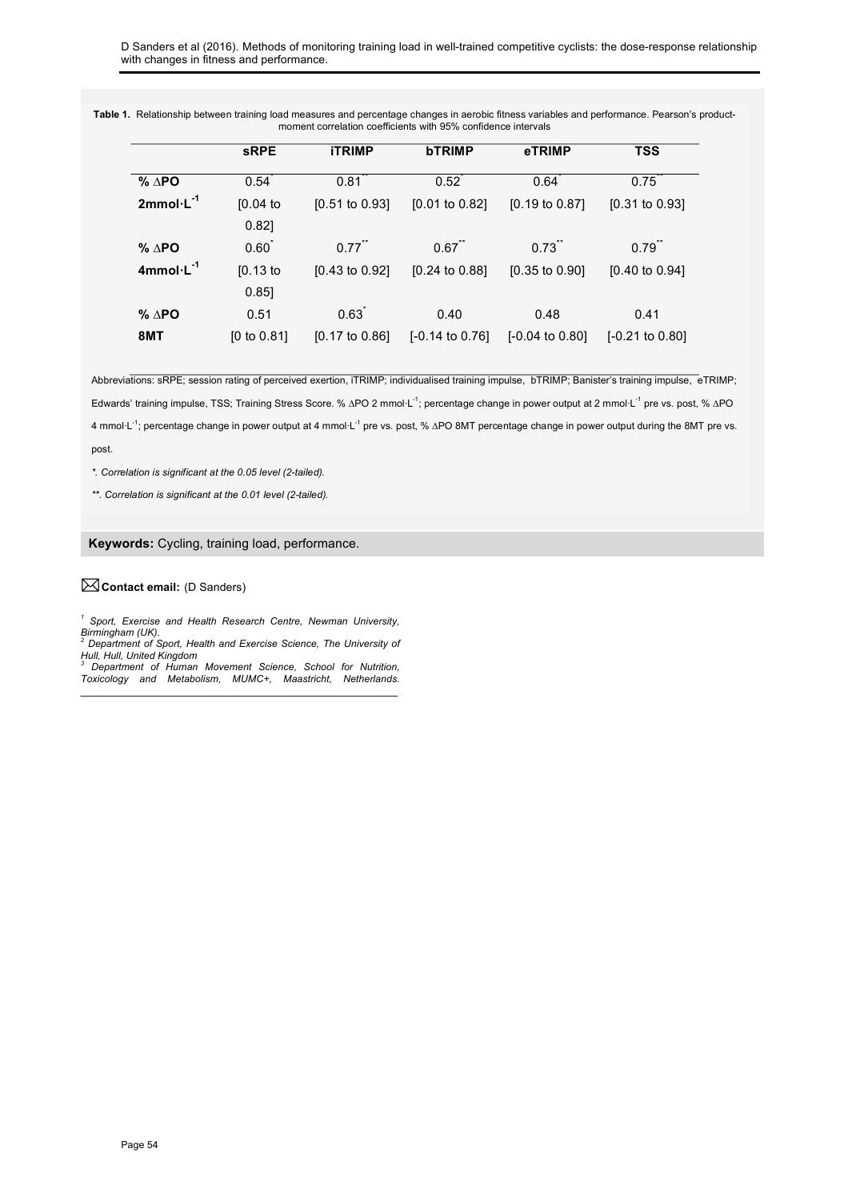**Table 1.** Relationship between training load measures and percentage changes in aerobic fitness variables and performance. Pearson's product-moment correlation coefficients with 95% confidence intervals

| | sRPE | iTRIMP | bTRIMP | eTRIMP | TSS |
|---|---|---|---|---|---|
| % ΔPO 2mmol·L$^{-1}$ | 0.54* [0.04 to 0.82] | 0.81** [0.51 to 0.93] | 0.52* [0.01 to 0.82] | 0.64* [0.19 to 0.87] | 0.75** [0.31 to 0.93] |
| % ΔPO 4mmol·L$^{-1}$ | 0.60* [0.13 to 0.85] | 0.77** [0.43 to 0.92] | 0.67** [0.24 to 0.88] | 0.73** [0.35 to 0.90] | 0.79** [0.40 to 0.94] |
| % ΔPO 8MT | 0.51 [0 to 0.81] | 0.63* [0.17 to 0.86] | 0.40 [-0.14 to 0.76] | 0.48 [-0.04 to 0.80] | 0.41 [-0.21 to 0.80] |

Abbreviations: sRPE; session rating of perceived exertion, iTRIMP; individualised training impulse, bTRIMP; Banister's training impulse, eTRIMP; Edwards' training impulse, TSS; Training Stress Score. % ΔPO 2 mmol·L$^{-1}$; percentage change in power output at 2 mmol·L$^{-1}$ pre vs. post, % ΔPO 4 mmol·L$^{-1}$; percentage change in power output at 4 mmol·L$^{-1}$ pre vs. post, % ΔPO 8MT percentage change in power output during the 8MT pre vs. post.

*\*. Correlation is significant at the 0.05 level (2-tailed).*

*\*\*. Correlation is significant at the 0.01 level (2-tailed).*

**Keywords:** Cycling, training load, performance.

**Contact email:** (D Sanders)

[1] *Sport, Exercise and Health Research Centre, Newman University, Birmingham (UK).*
[2] *Department of Sport, Health and Exercise Science, The University of Hull, Hull, United Kingdom*
[3] *Department of Human Movement Science, School for Nutrition, Toxicology and Metabolism, MUMC+, Maastricht, Netherlands.*